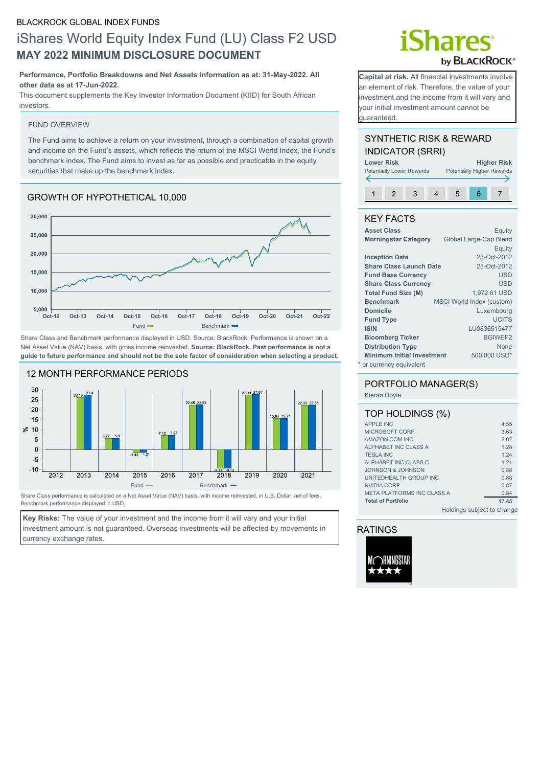BLACKROCK GLOBAL INDEX FUNDS

# iShares World Equity Index Fund (LU) Class F2 USD

## MAY 2022 MINIMUM DISCLOSURE DOCUMENT

**Performance, Portfolio Breakdowns and Net Assets information as at: 31-May-2022. All other data as at 17-Jun-2022.**

This document supplements the Key Investor Information Document (KIID) for South African investors.

**Capital at risk.** All financial investments involve an element of risk. Therefore, the value of your investment and the income from it will vary and your initial investment amount cannot be guaranteed.

### FUND OVERVIEW

The Fund aims to achieve a return on your investment, through a combination of capital growth and income on the Fund's assets, which reflects the return of the MSCI World Index, the Fund's benchmark index. The Fund aims to invest as far as possible and practicable in the equity securities that make up the benchmark index.

### GROWTH OF HYPOTHETICAL 10,000

Share Class and Benchmark performance displayed in USD. Source: BlackRock. Performance is shown on a Net Asset Value (NAV) basis, with gross income reinvested. **Source: BlackRock. Past performance is not a guide to future performance and should not be the sole factor of consideration when selecting a product.**

### 12 MONTH PERFORMANCE PERIODS

| | 2012 | 2013 | 2014 | 2015 | 2016 | 2017 | 2018 | 2019 | 2020 | 2021 |
|---|---|---|---|---|---|---|---|---|---|---|
| Fund | | 26.18 | 5.77 | -1.43 | 7.12 | 22.45 | -9.22 | 27.39 | 15.64 | 22.33 |
| Benchmark | | 27.4 | 5.8 | -1.21 | 7.27 | 22.62 | -9.13 | 27.67 | 15.71 | 22.35 |

Share Class performance is calculated on a Net Asset Value (NAV) basis, with income reinvested, in U.S. Dollar, net of fees. Benchmark performance displayed in USD.

**Key Risks:** The value of your investment and the income from it will vary and your initial investment amount is not guaranteed. Overseas investments will be affected by movements in currency exchange rates.

### SYNTHETIC RISK & REWARD INDICATOR (SRRI)

**Lower Risk** — Potentially Lower Rewards | **Higher Risk** — Potentially Higher Rewards

1 | 2 | 3 | 4 | 5 | **6** | 7

### KEY FACTS

| | |
|---|---|
| **Asset Class** | Equity |
| **Morningstar Category** | Global Large-Cap Blend Equity |
| **Inception Date** | 23-Oct-2012 |
| **Share Class Launch Date** | 23-Oct-2012 |
| **Fund Base Currency** | USD |
| **Share Class Currency** | USD |
| **Total Fund Size (M)** | 1,972.61 USD |
| **Benchmark** | MSCI World Index (custom) |
| **Domicile** | Luxembourg |
| **Fund Type** | UCITS |
| **ISIN** | LU0836515477 |
| **Bloomberg Ticker** | BGIWEF2 |
| **Distribution Type** | None |
| **Minimum Initial Investment** | 500,000 USD* |

\* or currency equivalent

### PORTFOLIO MANAGER(S)

Kieran Doyle

### TOP HOLDINGS (%)

| | |
|---|---|
| APPLE INC | 4.55 |
| MICROSOFT CORP | 3.63 |
| AMAZON COM INC | 2.07 |
| ALPHABET INC CLASS A | 1.28 |
| TESLA INC | 1.24 |
| ALPHABET INC CLASS C | 1.21 |
| JOHNSON & JOHNSON | 0.88 |
| UNITEDHEALTH GROUP INC | 0.88 |
| NVIDIA CORP | 0.87 |
| META PLATFORMS INC CLASS A | 0.84 |
| **Total of Portfolio** | **17.45** |

Holdings subject to change

### RATINGS

Morningstar ★★★★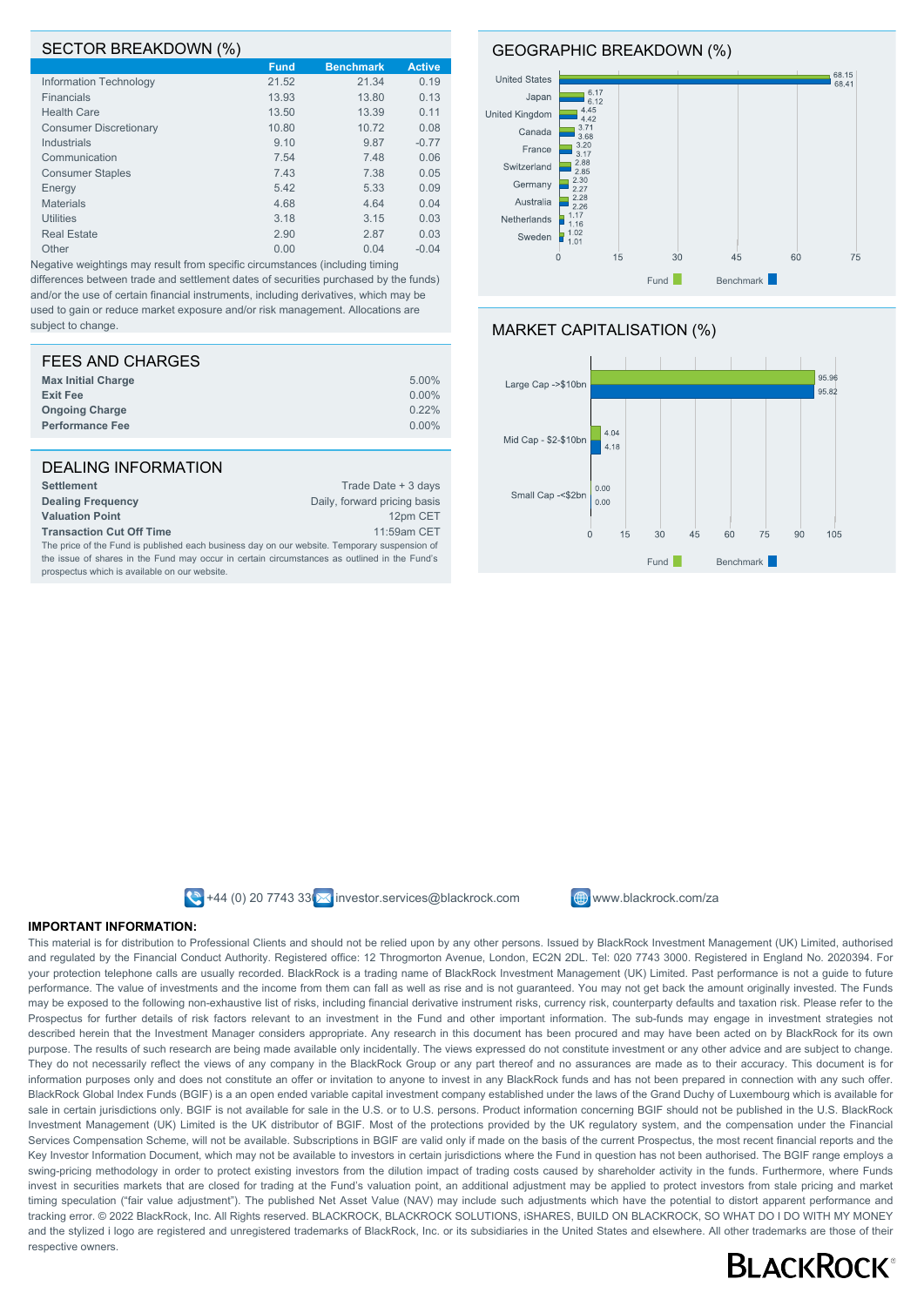## SECTOR BREAKDOWN (%)

| | Fund | Benchmark | Active |
|---|---|---|---|
| Information Technology | 21.52 | 21.34 | 0.19 |
| Financials | 13.93 | 13.80 | 0.13 |
| Health Care | 13.50 | 13.39 | 0.11 |
| Consumer Discretionary | 10.80 | 10.72 | 0.08 |
| Industrials | 9.10 | 9.87 | -0.77 |
| Communication | 7.54 | 7.48 | 0.06 |
| Consumer Staples | 7.43 | 7.38 | 0.05 |
| Energy | 5.42 | 5.33 | 0.09 |
| Materials | 4.68 | 4.64 | 0.04 |
| Utilities | 3.18 | 3.15 | 0.03 |
| Real Estate | 2.90 | 2.87 | 0.03 |
| Other | 0.00 | 0.04 | -0.04 |

Negative weightings may result from specific circumstances (including timing differences between trade and settlement dates of securities purchased by the funds) and/or the use of certain financial instruments, including derivatives, which may be used to gain or reduce market exposure and/or risk management. Allocations are subject to change.

## GEOGRAPHIC BREAKDOWN (%)

| | Fund | Benchmark |
|---|---|---|
| United States | 68.15 | 68.41 |
| Japan | 6.17 | 6.12 |
| United Kingdom | 4.45 | 4.42 |
| Canada | 3.71 | 3.68 |
| France | 3.20 | 3.17 |
| Switzerland | 2.88 | 2.85 |
| Germany | 2.30 | 2.27 |
| Australia | 2.28 | 2.26 |
| Netherlands | 1.17 | 1.16 |
| Sweden | 1.02 | 1.01 |

## FEES AND CHARGES

| | |
|---|---|
| **Max Initial Charge** | 5.00% |
| **Exit Fee** | 0.00% |
| **Ongoing Charge** | 0.22% |
| **Performance Fee** | 0.00% |

## MARKET CAPITALISATION (%)

| | Fund | Benchmark |
|---|---|---|
| Large Cap ->$10bn | 95.96 | 95.82 |
| Mid Cap - $2-$10bn | 4.04 | 4.18 |
| Small Cap -<$2bn | 0.00 | 0.00 |

## DEALING INFORMATION

| | |
|---|---|
| **Settlement** | Trade Date + 3 days |
| **Dealing Frequency** | Daily, forward pricing basis |
| **Valuation Point** | 12pm CET |
| **Transaction Cut Off Time** | 11:59am CET |

The price of the Fund is published each business day on our website. Temporary suspension of the issue of shares in the Fund may occur in certain circumstances as outlined in the Fund's prospectus which is available on our website.

+44 (0) 20 7743 33 investor.services@blackrock.com www.blackrock.com/za

**IMPORTANT INFORMATION:**

This material is for distribution to Professional Clients and should not be relied upon by any other persons. Issued by BlackRock Investment Management (UK) Limited, authorised and regulated by the Financial Conduct Authority. Registered office: 12 Throgmorton Avenue, London, EC2N 2DL. Tel: 020 7743 3000. Registered in England No. 2020394. For your protection telephone calls are usually recorded. BlackRock is a trading name of BlackRock Investment Management (UK) Limited. Past performance is not a guide to future performance. The value of investments and the income from them can fall as well as rise and is not guaranteed. You may not get back the amount originally invested. The Funds may be exposed to the following non-exhaustive list of risks, including financial derivative instrument risks, currency risk, counterparty defaults and taxation risk. Please refer to the Prospectus for further details of risk factors relevant to an investment in the Fund and other important information. The sub-funds may engage in investment strategies not described herein that the Investment Manager considers appropriate. Any research in this document has been procured and may have been acted on by BlackRock for its own purpose. The results of such research are being made available only incidentally. The views expressed do not constitute investment or any other advice and are subject to change. They do not necessarily reflect the views of any company in the BlackRock Group or any part thereof and no assurances are made as to their accuracy. This document is for information purposes only and does not constitute an offer or invitation to anyone to invest in any BlackRock funds and has not been prepared in connection with any such offer. BlackRock Global Index Funds (BGIF) is a an open ended variable capital investment company established under the laws of the Grand Duchy of Luxembourg which is available for sale in certain jurisdictions only. BGIF is not available for sale in the U.S. or to U.S. persons. Product information concerning BGIF should not be published in the U.S. BlackRock Investment Management (UK) Limited is the UK distributor of BGIF. Most of the protections provided by the UK regulatory system, and the compensation under the Financial Services Compensation Scheme, will not be available. Subscriptions in BGIF are valid only if made on the basis of the current Prospectus, the most recent financial reports and the Key Investor Information Document, which may not be available to investors in certain jurisdictions where the Fund in question has not been authorised. The BGIF range employs a swing-pricing methodology in order to protect existing investors from the dilution impact of trading costs caused by shareholder activity in the funds. Furthermore, where Funds invest in securities markets that are closed for trading at the Fund's valuation point, an additional adjustment may be applied to protect investors from stale pricing and market timing speculation ("fair value adjustment"). The published Net Asset Value (NAV) may include such adjustments which have the potential to distort apparent performance and tracking error. © 2022 BlackRock, Inc. All Rights reserved. BLACKROCK, BLACKROCK SOLUTIONS, iSHARES, BUILD ON BLACKROCK, SO WHAT DO I DO WITH MY MONEY and the stylized i logo are registered and unregistered trademarks of BlackRock, Inc. or its subsidiaries in the United States and elsewhere. All other trademarks are those of their respective owners.

BLACKROCK®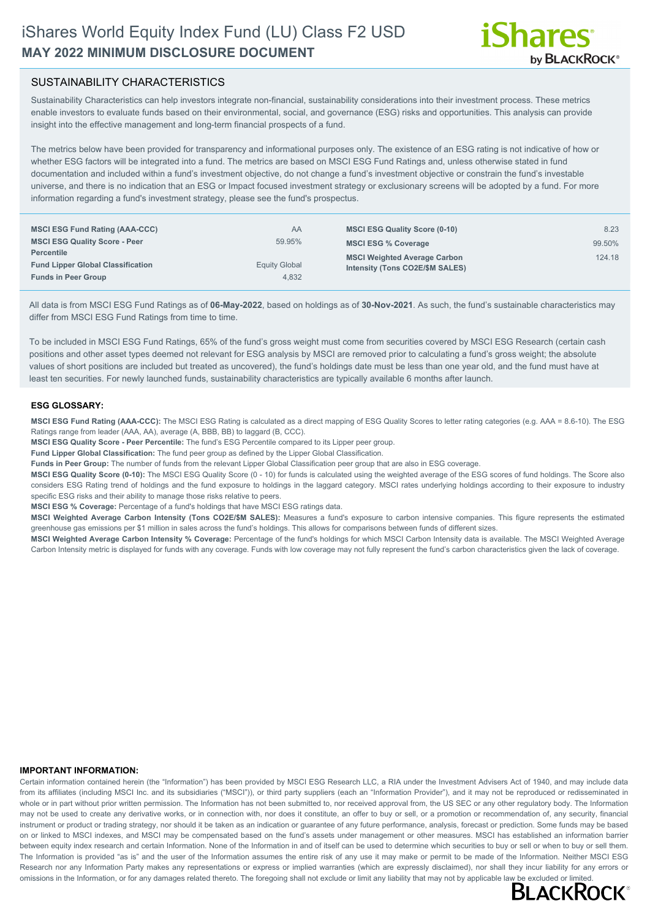# iShares World Equity Index Fund (LU) Class F2 USD

## MAY 2022 MINIMUM DISCLOSURE DOCUMENT

## SUSTAINABILITY CHARACTERISTICS

Sustainability Characteristics can help investors integrate non-financial, sustainability considerations into their investment process. These metrics enable investors to evaluate funds based on their environmental, social, and governance (ESG) risks and opportunities. This analysis can provide insight into the effective management and long-term financial prospects of a fund.

The metrics below have been provided for transparency and informational purposes only. The existence of an ESG rating is not indicative of how or whether ESG factors will be integrated into a fund. The metrics are based on MSCI ESG Fund Ratings and, unless otherwise stated in fund documentation and included within a fund's investment objective, do not change a fund's investment objective or constrain the fund's investable universe, and there is no indication that an ESG or Impact focused investment strategy or exclusionary screens will be adopted by a fund. For more information regarding a fund's investment strategy, please see the fund's prospectus.

| | | | |
|---|---|---|---|
| **MSCI ESG Fund Rating (AAA-CCC)** | AA | **MSCI ESG Quality Score (0-10)** | 8.23 |
| **MSCI ESG Quality Score - Peer Percentile** | 59.95% | **MSCI ESG % Coverage** | 99.50% |
| **Fund Lipper Global Classification** | Equity Global | **MSCI Weighted Average Carbon Intensity (Tons CO2E/$M SALES)** | 124.18 |
| **Funds in Peer Group** | 4,832 | | |

All data is from MSCI ESG Fund Ratings as of **06-May-2022**, based on holdings as of **30-Nov-2021**. As such, the fund's sustainable characteristics may differ from MSCI ESG Fund Ratings from time to time.

To be included in MSCI ESG Fund Ratings, 65% of the fund's gross weight must come from securities covered by MSCI ESG Research (certain cash positions and other asset types deemed not relevant for ESG analysis by MSCI are removed prior to calculating a fund's gross weight; the absolute values of short positions are included but treated as uncovered), the fund's holdings date must be less than one year old, and the fund must have at least ten securities. For newly launched funds, sustainability characteristics are typically available 6 months after launch.

### ESG GLOSSARY:

**MSCI ESG Fund Rating (AAA-CCC):** The MSCI ESG Rating is calculated as a direct mapping of ESG Quality Scores to letter rating categories (e.g. AAA = 8.6-10). The ESG Ratings range from leader (AAA, AA), average (A, BBB, BB) to laggard (B, CCC).

**MSCI ESG Quality Score - Peer Percentile:** The fund's ESG Percentile compared to its Lipper peer group.

**Fund Lipper Global Classification:** The fund peer group as defined by the Lipper Global Classification.

**Funds in Peer Group:** The number of funds from the relevant Lipper Global Classification peer group that are also in ESG coverage.

**MSCI ESG Quality Score (0-10):** The MSCI ESG Quality Score (0 - 10) for funds is calculated using the weighted average of the ESG scores of fund holdings. The Score also considers ESG Rating trend of holdings and the fund exposure to holdings in the laggard category. MSCI rates underlying holdings according to their exposure to industry specific ESG risks and their ability to manage those risks relative to peers.

**MSCI ESG % Coverage:** Percentage of a fund's holdings that have MSCI ESG ratings data.

**MSCI Weighted Average Carbon Intensity (Tons CO2E/$M SALES):** Measures a fund's exposure to carbon intensive companies. This figure represents the estimated greenhouse gas emissions per $1 million in sales across the fund's holdings. This allows for comparisons between funds of different sizes.

**MSCI Weighted Average Carbon Intensity % Coverage:** Percentage of the fund's holdings for which MSCI Carbon Intensity data is available. The MSCI Weighted Average Carbon Intensity metric is displayed for funds with any coverage. Funds with low coverage may not fully represent the fund's carbon characteristics given the lack of coverage.

### IMPORTANT INFORMATION:

Certain information contained herein (the "Information") has been provided by MSCI ESG Research LLC, a RIA under the Investment Advisers Act of 1940, and may include data from its affiliates (including MSCI Inc. and its subsidiaries ("MSCI")), or third party suppliers (each an "Information Provider"), and it may not be reproduced or redisseminated in whole or in part without prior written permission. The Information has not been submitted to, nor received approval from, the US SEC or any other regulatory body. The Information may not be used to create any derivative works, or in connection with, nor does it constitute, an offer to buy or sell, or a promotion or recommendation of, any security, financial instrument or product or trading strategy, nor should it be taken as an indication or guarantee of any future performance, analysis, forecast or prediction. Some funds may be based on or linked to MSCI indexes, and MSCI may be compensated based on the fund's assets under management or other measures. MSCI has established an information barrier between equity index research and certain Information. None of the Information in and of itself can be used to determine which securities to buy or sell or when to buy or sell them. The Information is provided "as is" and the user of the Information assumes the entire risk of any use it may make or permit to be made of the Information. Neither MSCI ESG Research nor any Information Party makes any representations or express or implied warranties (which are expressly disclaimed), nor shall they incur liability for any errors or omissions in the Information, or for any damages related thereto. The foregoing shall not exclude or limit any liability that may not by applicable law be excluded or limited.